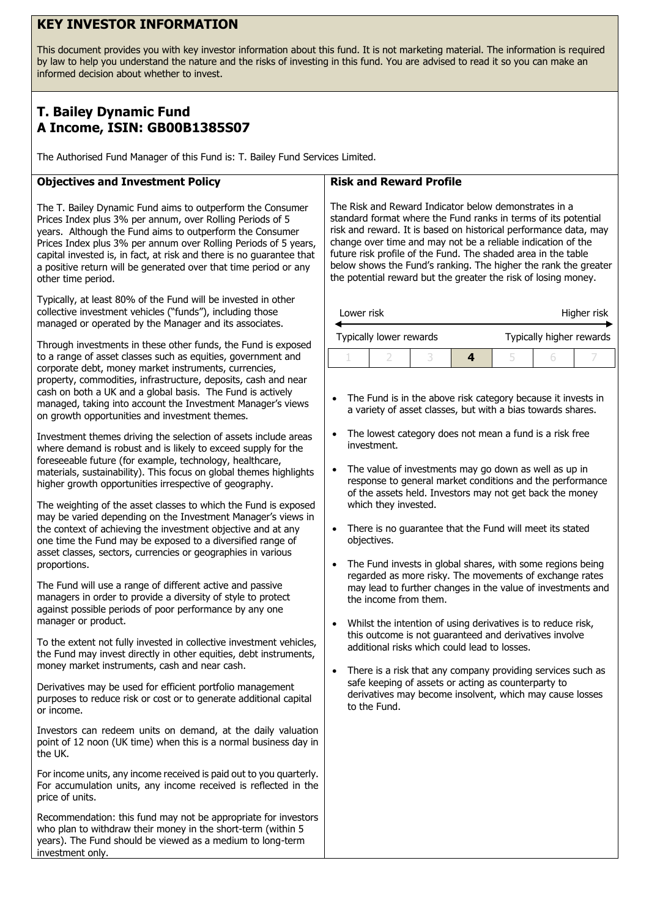# KEY INVESTOR INFORMATION

This document provides you with key investor information about this fund. It is not marketing material. The information is required by law to help you understand the nature and the risks of investing in this fund. You are advised to read it so you can make an informed decision about whether to invest.

## T. Bailey Dynamic Fund
## A Income, ISIN: GB00B1385S07

The Authorised Fund Manager of this Fund is: T. Bailey Fund Services Limited.

### Objectives and Investment Policy

The T. Bailey Dynamic Fund aims to outperform the Consumer Prices Index plus 3% per annum, over Rolling Periods of 5 years. Although the Fund aims to outperform the Consumer Prices Index plus 3% per annum over Rolling Periods of 5 years, capital invested is, in fact, at risk and there is no guarantee that a positive return will be generated over that time period or any other time period.

Typically, at least 80% of the Fund will be invested in other collective investment vehicles ("funds"), including those managed or operated by the Manager and its associates.

Through investments in these other funds, the Fund is exposed to a range of asset classes such as equities, government and corporate debt, money market instruments, currencies, property, commodities, infrastructure, deposits, cash and near cash on both a UK and a global basis. The Fund is actively managed, taking into account the Investment Manager's views on growth opportunities and investment themes.

Investment themes driving the selection of assets include areas where demand is robust and is likely to exceed supply for the foreseeable future (for example, technology, healthcare, materials, sustainability). This focus on global themes highlights higher growth opportunities irrespective of geography.

The weighting of the asset classes to which the Fund is exposed may be varied depending on the Investment Manager's views in the context of achieving the investment objective and at any one time the Fund may be exposed to a diversified range of asset classes, sectors, currencies or geographies in various proportions.

The Fund will use a range of different active and passive managers in order to provide a diversity of style to protect against possible periods of poor performance by any one manager or product.

To the extent not fully invested in collective investment vehicles, the Fund may invest directly in other equities, debt instruments, money market instruments, cash and near cash.

Derivatives may be used for efficient portfolio management purposes to reduce risk or cost or to generate additional capital or income.

Investors can redeem units on demand, at the daily valuation point of 12 noon (UK time) when this is a normal business day in the UK.

For income units, any income received is paid out to you quarterly. For accumulation units, any income received is reflected in the price of units.

Recommendation: this fund may not be appropriate for investors who plan to withdraw their money in the short-term (within 5 years). The Fund should be viewed as a medium to long-term investment only.

### Risk and Reward Profile

The Risk and Reward Indicator below demonstrates in a standard format where the Fund ranks in terms of its potential risk and reward. It is based on historical performance data, may change over time and may not be a reliable indication of the future risk profile of the Fund. The shaded area in the table below shows the Fund's ranking. The higher the rank the greater the potential reward but the greater the risk of losing money.

Lower risk — Higher risk

Typically lower rewards — Typically higher rewards

| 1 | 2 | 3 | **4** | 5 | 6 | 7 |
|---|---|---|---|---|---|---|

- The Fund is in the above risk category because it invests in a variety of asset classes, but with a bias towards shares.
- The lowest category does not mean a fund is a risk free investment.
- The value of investments may go down as well as up in response to general market conditions and the performance of the assets held. Investors may not get back the money which they invested.
- There is no guarantee that the Fund will meet its stated objectives.
- The Fund invests in global shares, with some regions being regarded as more risky. The movements of exchange rates may lead to further changes in the value of investments and the income from them.
- Whilst the intention of using derivatives is to reduce risk, this outcome is not guaranteed and derivatives involve additional risks which could lead to losses.
- There is a risk that any company providing services such as safe keeping of assets or acting as counterparty to derivatives may become insolvent, which may cause losses to the Fund.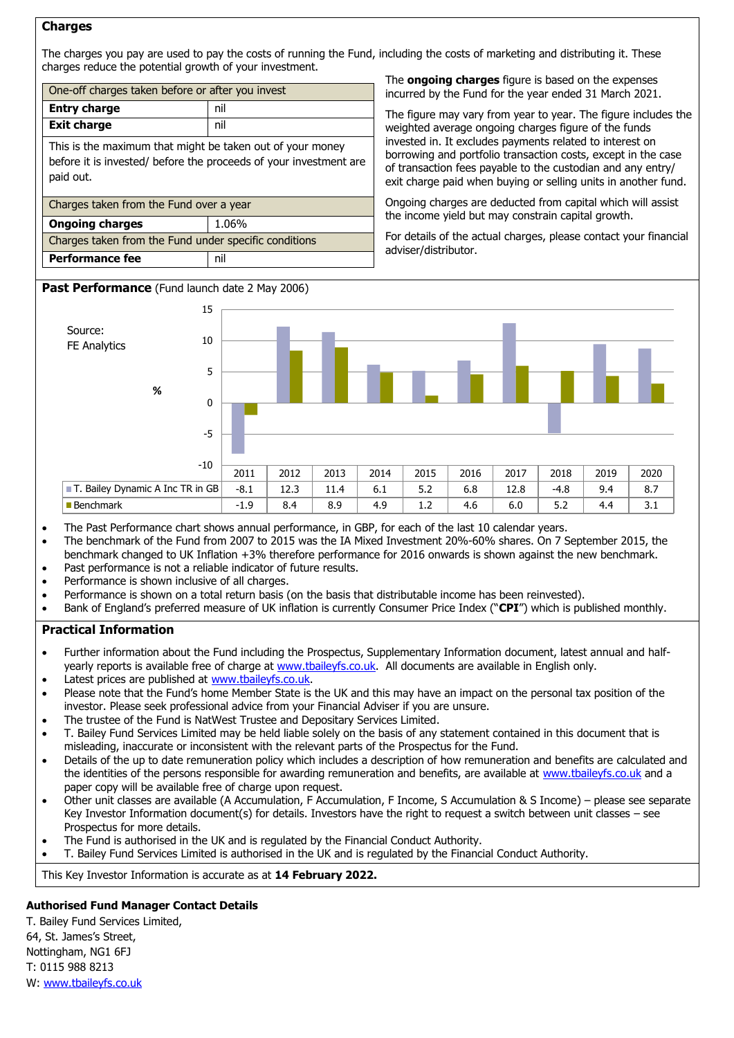## Charges

The charges you pay are used to pay the costs of running the Fund, including the costs of marketing and distributing it. These charges reduce the potential growth of your investment.

| One-off charges taken before or after you invest | |
|---|---|
| **Entry charge** | nil |
| **Exit charge** | nil |
| This is the maximum that might be taken out of your money before it is invested/ before the proceeds of your investment are paid out. | |
| Charges taken from the Fund over a year | |
| **Ongoing charges** | 1.06% |
| Charges taken from the Fund under specific conditions | |
| **Performance fee** | nil |

The **ongoing charges** figure is based on the expenses incurred by the Fund for the year ended 31 March 2021.

The figure may vary from year to year. The figure includes the weighted average ongoing charges figure of the funds invested in. It excludes payments related to interest on borrowing and portfolio transaction costs, except in the case of transaction fees payable to the custodian and any entry/ exit charge paid when buying or selling units in another fund.

Ongoing charges are deducted from capital which will assist the income yield but may constrain capital growth.

For details of the actual charges, please contact your financial adviser/distributor.

## Past Performance (Fund launch date 2 May 2006)

Source: FE Analytics

%

15
10
5
0
-5
-10

| | 2011 | 2012 | 2013 | 2014 | 2015 | 2016 | 2017 | 2018 | 2019 | 2020 |
|---|---|---|---|---|---|---|---|---|---|---|
| T. Bailey Dynamic A Inc TR in GB | -8.1 | 12.3 | 11.4 | 6.1 | 5.2 | 6.8 | 12.8 | -4.8 | 9.4 | 8.7 |
| Benchmark | -1.9 | 8.4 | 8.9 | 4.9 | 1.2 | 4.6 | 6.0 | 5.2 | 4.4 | 3.1 |

- The Past Performance chart shows annual performance, in GBP, for each of the last 10 calendar years.
- The benchmark of the Fund from 2007 to 2015 was the IA Mixed Investment 20%-60% shares. On 7 September 2015, the benchmark changed to UK Inflation +3% therefore performance for 2016 onwards is shown against the new benchmark.
- Past performance is not a reliable indicator of future results.
- Performance is shown inclusive of all charges.
- Performance is shown on a total return basis (on the basis that distributable income has been reinvested).
- Bank of England's preferred measure of UK inflation is currently Consumer Price Index ("**CPI**") which is published monthly.

## Practical Information

- Further information about the Fund including the Prospectus, Supplementary Information document, latest annual and half-yearly reports is available free of charge at www.tbaileyfs.co.uk. All documents are available in English only.
- Latest prices are published at www.tbaileyfs.co.uk.
- Please note that the Fund's home Member State is the UK and this may have an impact on the personal tax position of the investor. Please seek professional advice from your Financial Adviser if you are unsure.
- The trustee of the Fund is NatWest Trustee and Depositary Services Limited.
- T. Bailey Fund Services Limited may be held liable solely on the basis of any statement contained in this document that is misleading, inaccurate or inconsistent with the relevant parts of the Prospectus for the Fund.
- Details of the up to date remuneration policy which includes a description of how remuneration and benefits are calculated and the identities of the persons responsible for awarding remuneration and benefits, are available at www.tbaileyfs.co.uk and a paper copy will be available free of charge upon request.
- Other unit classes are available (A Accumulation, F Accumulation, F Income, S Accumulation & S Income) – please see separate Key Investor Information document(s) for details. Investors have the right to request a switch between unit classes – see Prospectus for more details.
- The Fund is authorised in the UK and is regulated by the Financial Conduct Authority.
- T. Bailey Fund Services Limited is authorised in the UK and is regulated by the Financial Conduct Authority.

This Key Investor Information is accurate as at **14 February 2022.**

**Authorised Fund Manager Contact Details**

T. Bailey Fund Services Limited,
64, St. James's Street,
Nottingham, NG1 6FJ
T: 0115 988 8213
W: www.tbaileyfs.co.uk